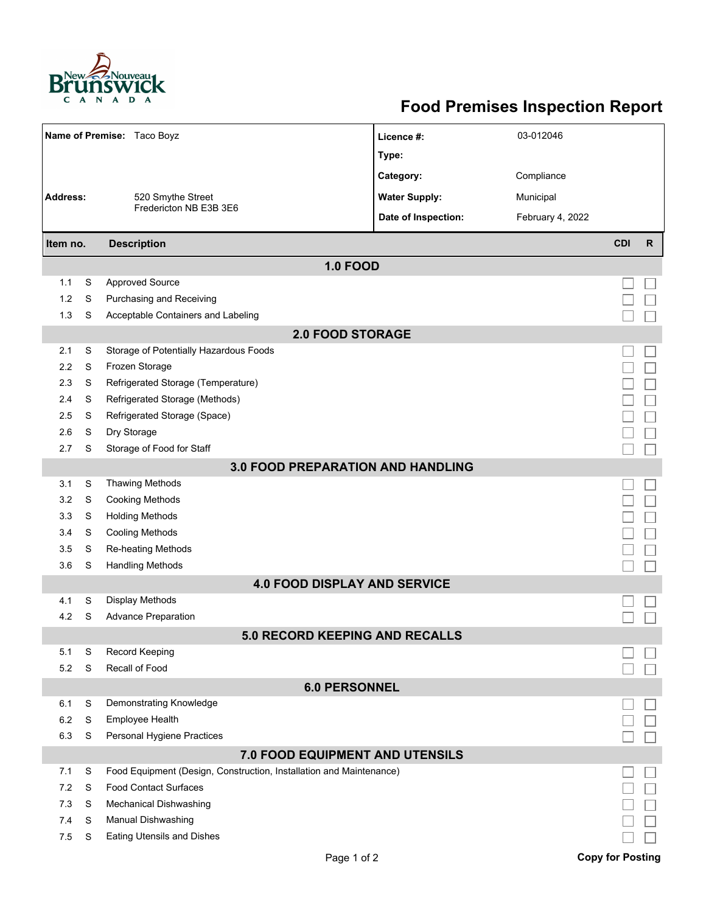# Food Premises Inspection Report

| | | | |
|---|---|---|---|
| **Name of Premise:** | Taco Boyz | **Licence #:** | 03-012046 |
| | | **Type:** | |
| | | **Category:** | Compliance |
| **Address:** | 520 Smythe Street<br>Fredericton NB E3B 3E6 | **Water Supply:** | Municipal |
| | | **Date of Inspection:** | February 4, 2022 |

| Item no. | | Description | CDI | R |
|---|---|---|---|---|
| **1.0 FOOD** | | | | |
| 1.1 | S | Approved Source | ☐ | ☐ |
| 1.2 | S | Purchasing and Receiving | ☐ | ☐ |
| 1.3 | S | Acceptable Containers and Labeling | ☐ | ☐ |
| **2.0 FOOD STORAGE** | | | | |
| 2.1 | S | Storage of Potentially Hazardous Foods | ☐ | ☐ |
| 2.2 | S | Frozen Storage | ☐ | ☐ |
| 2.3 | S | Refrigerated Storage (Temperature) | ☐ | ☐ |
| 2.4 | S | Refrigerated Storage (Methods) | ☐ | ☐ |
| 2.5 | S | Refrigerated Storage (Space) | ☐ | ☐ |
| 2.6 | S | Dry Storage | ☐ | ☐ |
| 2.7 | S | Storage of Food for Staff | ☐ | ☐ |
| **3.0 FOOD PREPARATION AND HANDLING** | | | | |
| 3.1 | S | Thawing Methods | ☐ | ☐ |
| 3.2 | S | Cooking Methods | ☐ | ☐ |
| 3.3 | S | Holding Methods | ☐ | ☐ |
| 3.4 | S | Cooling Methods | ☐ | ☐ |
| 3.5 | S | Re-heating Methods | ☐ | ☐ |
| 3.6 | S | Handling Methods | ☐ | ☐ |
| **4.0 FOOD DISPLAY AND SERVICE** | | | | |
| 4.1 | S | Display Methods | ☐ | ☐ |
| 4.2 | S | Advance Preparation | ☐ | ☐ |
| **5.0 RECORD KEEPING AND RECALLS** | | | | |
| 5.1 | S | Record Keeping | ☐ | ☐ |
| 5.2 | S | Recall of Food | ☐ | ☐ |
| **6.0 PERSONNEL** | | | | |
| 6.1 | S | Demonstrating Knowledge | ☐ | ☐ |
| 6.2 | S | Employee Health | ☐ | ☐ |
| 6.3 | S | Personal Hygiene Practices | ☐ | ☐ |
| **7.0 FOOD EQUIPMENT AND UTENSILS** | | | | |
| 7.1 | S | Food Equipment (Design, Construction, Installation and Maintenance) | ☐ | ☐ |
| 7.2 | S | Food Contact Surfaces | ☐ | ☐ |
| 7.3 | S | Mechanical Dishwashing | ☐ | ☐ |
| 7.4 | S | Manual Dishwashing | ☐ | ☐ |
| 7.5 | S | Eating Utensils and Dishes | ☐ | ☐ |

**Copy for Posting**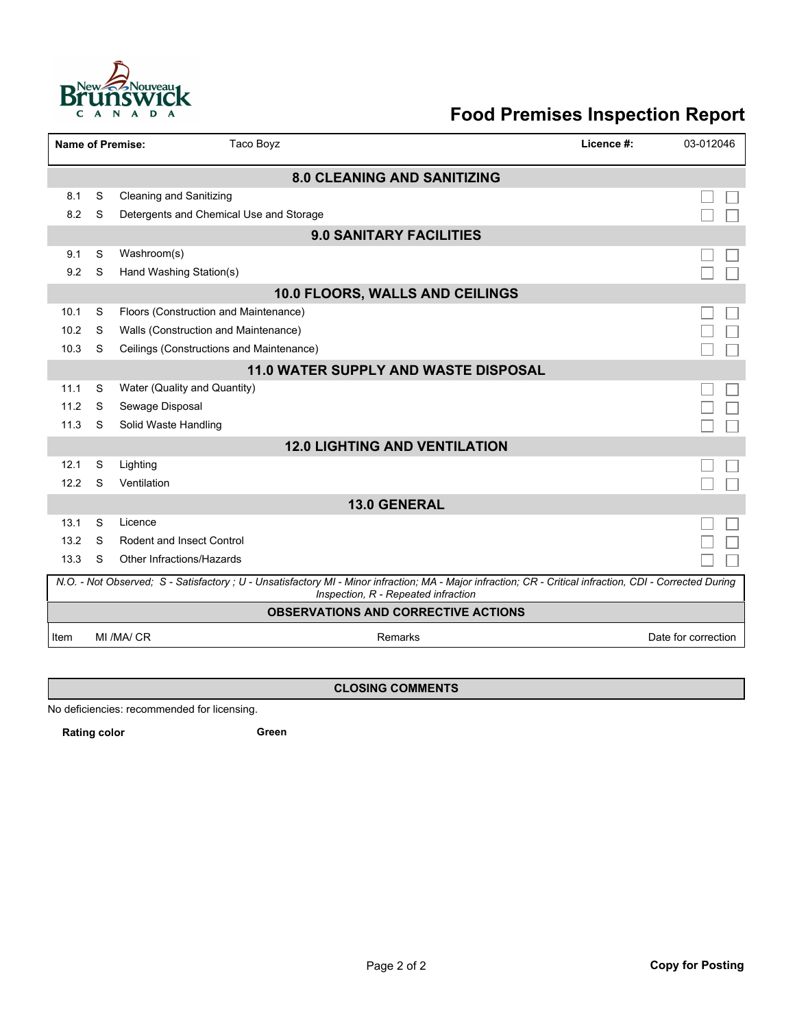# Food Premises Inspection Report

| Name of Premise: | Taco Boyz | Licence #: | 03-012046 |
|---|---|---|---|

## 8.0 CLEANING AND SANITIZING

| | | |
|---|---|---|
| 8.1 | S | Cleaning and Sanitizing |
| 8.2 | S | Detergents and Chemical Use and Storage |

## 9.0 SANITARY FACILITIES

| | | |
|---|---|---|
| 9.1 | S | Washroom(s) |
| 9.2 | S | Hand Washing Station(s) |

## 10.0 FLOORS, WALLS AND CEILINGS

| | | |
|---|---|---|
| 10.1 | S | Floors (Construction and Maintenance) |
| 10.2 | S | Walls (Construction and Maintenance) |
| 10.3 | S | Ceilings (Constructions and Maintenance) |

## 11.0 WATER SUPPLY AND WASTE DISPOSAL

| | | |
|---|---|---|
| 11.1 | S | Water (Quality and Quantity) |
| 11.2 | S | Sewage Disposal |
| 11.3 | S | Solid Waste Handling |

## 12.0 LIGHTING AND VENTILATION

| | | |
|---|---|---|
| 12.1 | S | Lighting |
| 12.2 | S | Ventilation |

## 13.0 GENERAL

| | | |
|---|---|---|
| 13.1 | S | Licence |
| 13.2 | S | Rodent and Insect Control |
| 13.3 | S | Other Infractions/Hazards |

*N.O. - Not Observed; S - Satisfactory ; U - Unsatisfactory MI - Minor infraction; MA - Major infraction; CR - Critical infraction, CDI - Corrected During Inspection, R - Repeated infraction*

## OBSERVATIONS AND CORRECTIVE ACTIONS

| Item | MI /MA/ CR | Remarks | Date for correction |
|---|---|---|---|

## CLOSING COMMENTS

No deficiencies: recommended for licensing.

**Rating color** **Green**

**Copy for Posting**